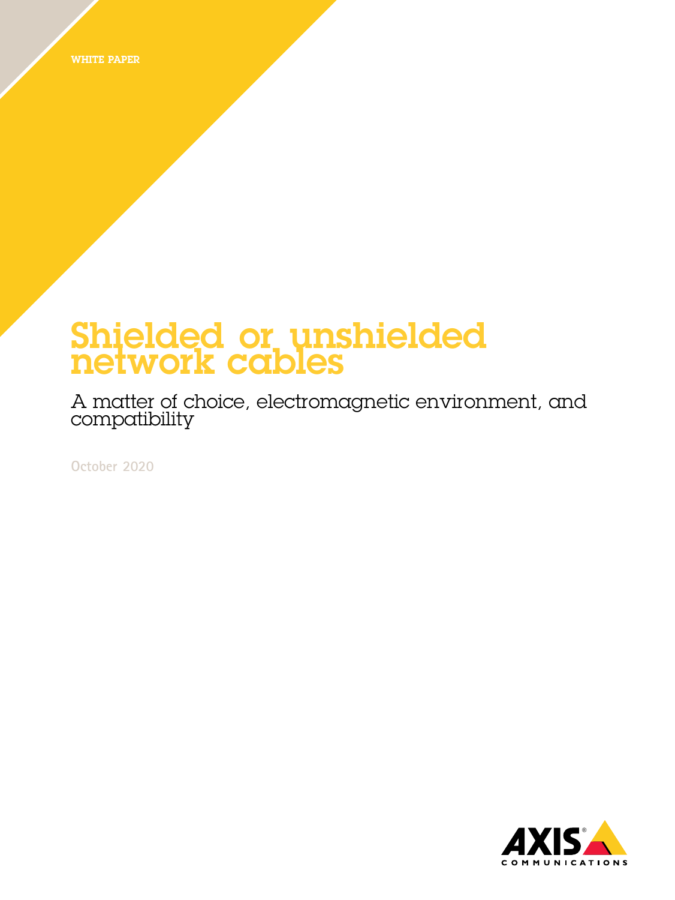WHITE PAPER

# Shielded or unshielded network cables

## A matter of choice, electromagnetic environment, and compatibility

October 2020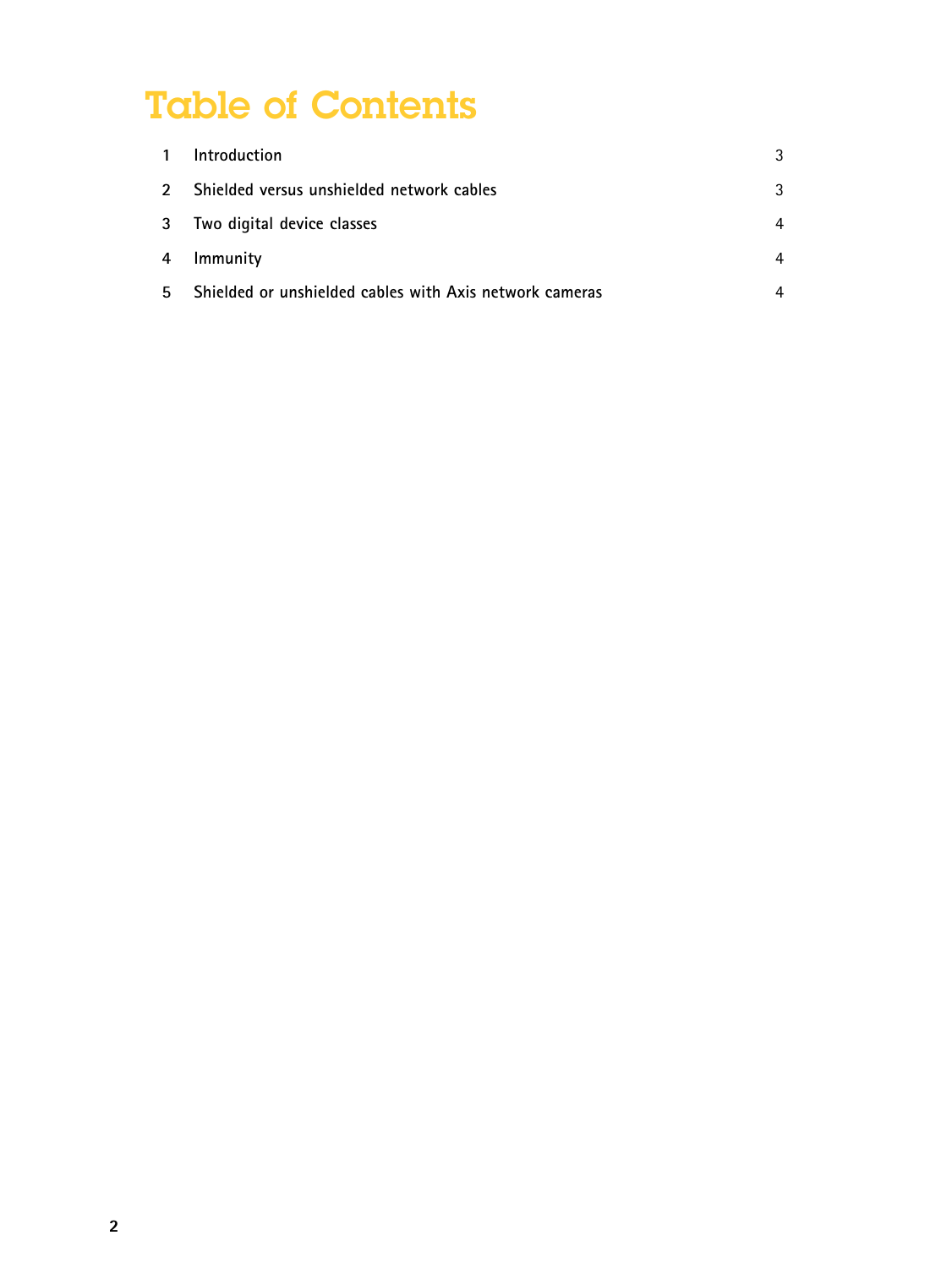# Table of Contents

| | | |
|---|---|---|
| 1 | Introduction | 3 |
| 2 | Shielded versus unshielded network cables | 3 |
| 3 | Two digital device classes | 4 |
| 4 | Immunity | 4 |
| 5 | Shielded or unshielded cables with Axis network cameras | 4 |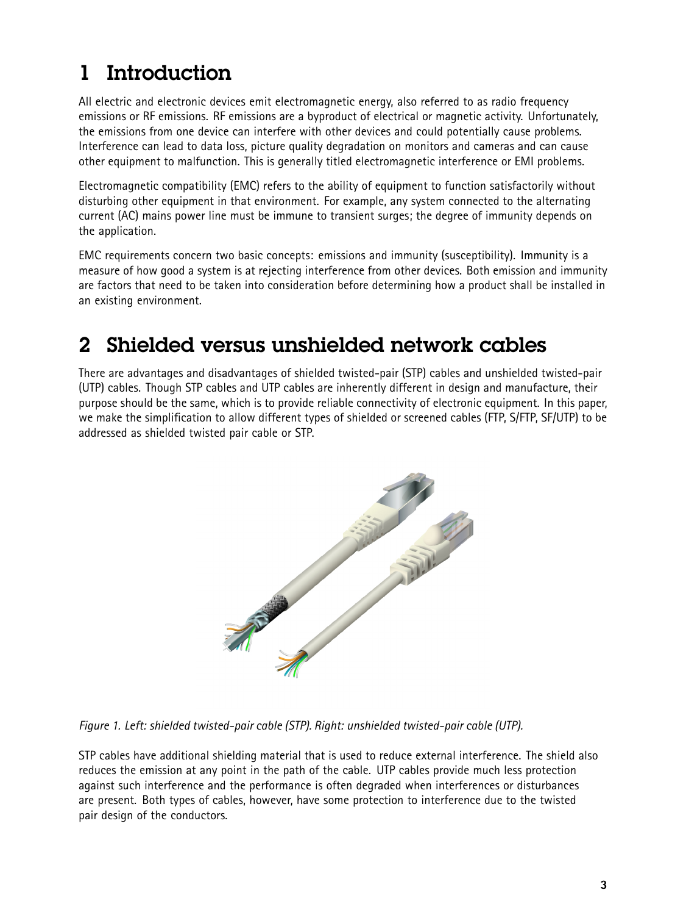# 1 Introduction

All electric and electronic devices emit electromagnetic energy, also referred to as radio frequency emissions or RF emissions. RF emissions are a byproduct of electrical or magnetic activity. Unfortunately, the emissions from one device can interfere with other devices and could potentially cause problems. Interference can lead to data loss, picture quality degradation on monitors and cameras and can cause other equipment to malfunction. This is generally titled electromagnetic interference or EMI problems.

Electromagnetic compatibility (EMC) refers to the ability of equipment to function satisfactorily without disturbing other equipment in that environment. For example, any system connected to the alternating current (AC) mains power line must be immune to transient surges; the degree of immunity depends on the application.

EMC requirements concern two basic concepts: emissions and immunity (susceptibility). Immunity is a measure of how good a system is at rejecting interference from other devices. Both emission and immunity are factors that need to be taken into consideration before determining how a product shall be installed in an existing environment.

# 2 Shielded versus unshielded network cables

There are advantages and disadvantages of shielded twisted-pair (STP) cables and unshielded twisted-pair (UTP) cables. Though STP cables and UTP cables are inherently different in design and manufacture, their purpose should be the same, which is to provide reliable connectivity of electronic equipment. In this paper, we make the simplification to allow different types of shielded or screened cables (FTP, S/FTP, SF/UTP) to be addressed as shielded twisted pair cable or STP.

*Figure 1. Left: shielded twisted-pair cable (STP). Right: unshielded twisted-pair cable (UTP).*

STP cables have additional shielding material that is used to reduce external interference. The shield also reduces the emission at any point in the path of the cable. UTP cables provide much less protection against such interference and the performance is often degraded when interferences or disturbances are present. Both types of cables, however, have some protection to interference due to the twisted pair design of the conductors.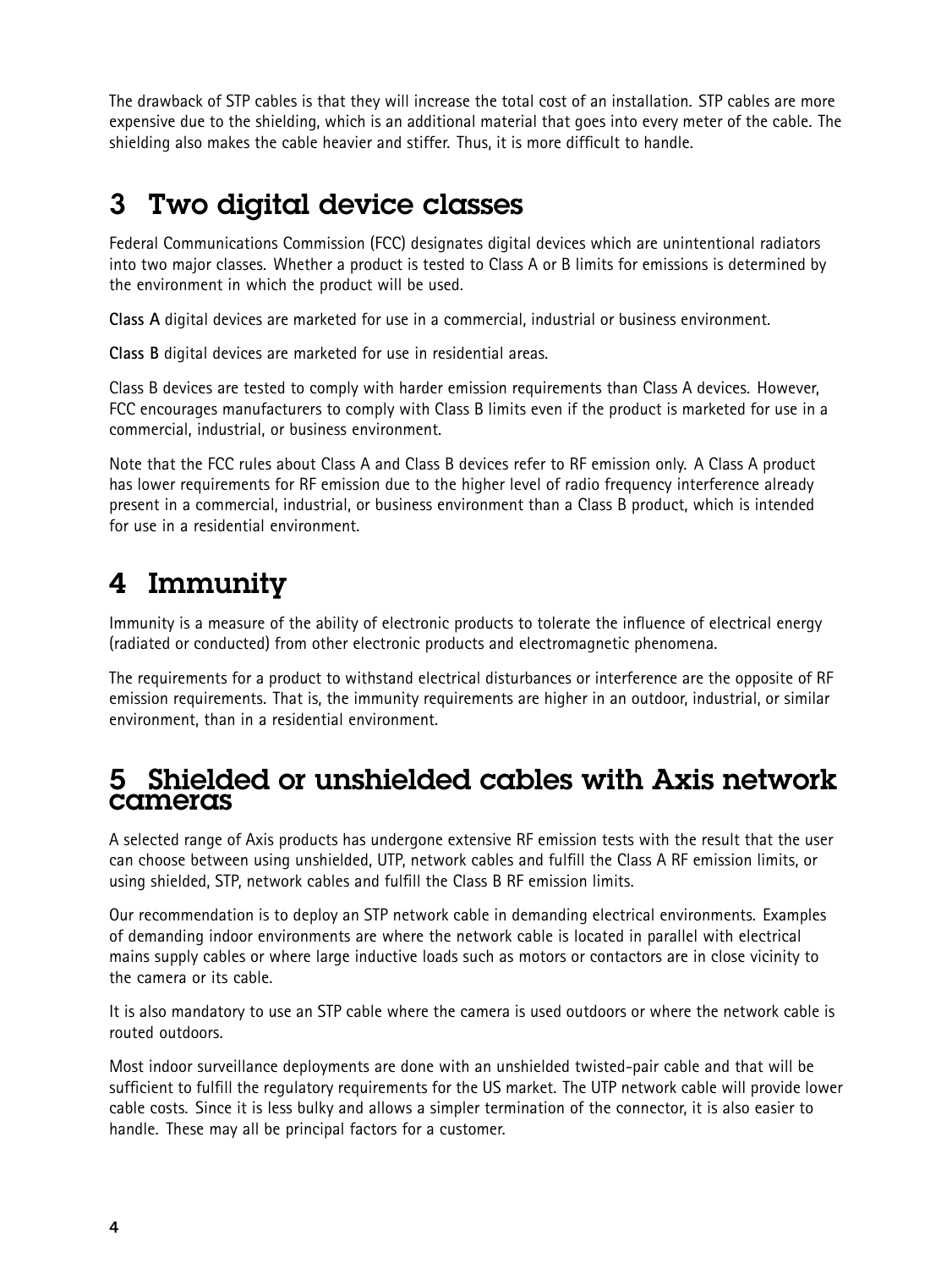The drawback of STP cables is that they will increase the total cost of an installation. STP cables are more expensive due to the shielding, which is an additional material that goes into every meter of the cable. The shielding also makes the cable heavier and stiffer. Thus, it is more difficult to handle.

# 3 Two digital device classes

Federal Communications Commission (FCC) designates digital devices which are unintentional radiators into two major classes. Whether a product is tested to Class A or B limits for emissions is determined by the environment in which the product will be used.

**Class A** digital devices are marketed for use in a commercial, industrial or business environment.

**Class B** digital devices are marketed for use in residential areas.

Class B devices are tested to comply with harder emission requirements than Class A devices. However, FCC encourages manufacturers to comply with Class B limits even if the product is marketed for use in a commercial, industrial, or business environment.

Note that the FCC rules about Class A and Class B devices refer to RF emission only. A Class A product has lower requirements for RF emission due to the higher level of radio frequency interference already present in a commercial, industrial, or business environment than a Class B product, which is intended for use in a residential environment.

# 4 Immunity

Immunity is a measure of the ability of electronic products to tolerate the influence of electrical energy (radiated or conducted) from other electronic products and electromagnetic phenomena.

The requirements for a product to withstand electrical disturbances or interference are the opposite of RF emission requirements. That is, the immunity requirements are higher in an outdoor, industrial, or similar environment, than in a residential environment.

# 5 Shielded or unshielded cables with Axis network cameras

A selected range of Axis products has undergone extensive RF emission tests with the result that the user can choose between using unshielded, UTP, network cables and fulfill the Class A RF emission limits, or using shielded, STP, network cables and fulfill the Class B RF emission limits.

Our recommendation is to deploy an STP network cable in demanding electrical environments. Examples of demanding indoor environments are where the network cable is located in parallel with electrical mains supply cables or where large inductive loads such as motors or contactors are in close vicinity to the camera or its cable.

It is also mandatory to use an STP cable where the camera is used outdoors or where the network cable is routed outdoors.

Most indoor surveillance deployments are done with an unshielded twisted-pair cable and that will be sufficient to fulfill the regulatory requirements for the US market. The UTP network cable will provide lower cable costs. Since it is less bulky and allows a simpler termination of the connector, it is also easier to handle. These may all be principal factors for a customer.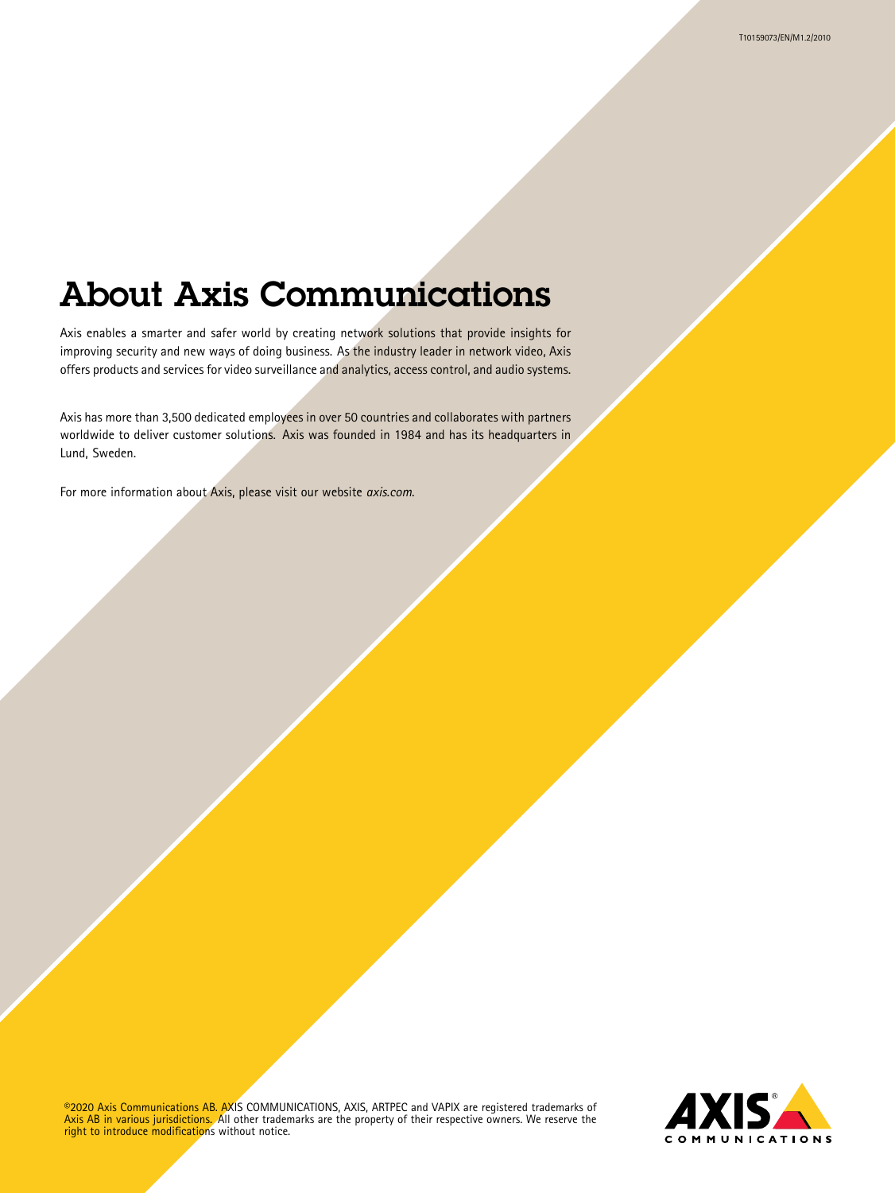# About Axis Communications

Axis enables a smarter and safer world by creating network solutions that provide insights for improving security and new ways of doing business. As the industry leader in network video, Axis offers products and services for video surveillance and analytics, access control, and audio systems.

Axis has more than 3,500 dedicated employees in over 50 countries and collaborates with partners worldwide to deliver customer solutions. Axis was founded in 1984 and has its headquarters in Lund, Sweden.

For more information about Axis, please visit our website *axis.com*.

©2020 Axis Communications AB. AXIS COMMUNICATIONS, AXIS, ARTPEC and VAPIX are registered trademarks of Axis AB in various jurisdictions. All other trademarks are the property of their respective owners. We reserve the right to introduce modifications without notice.

T10159073/EN/M1.2/2010